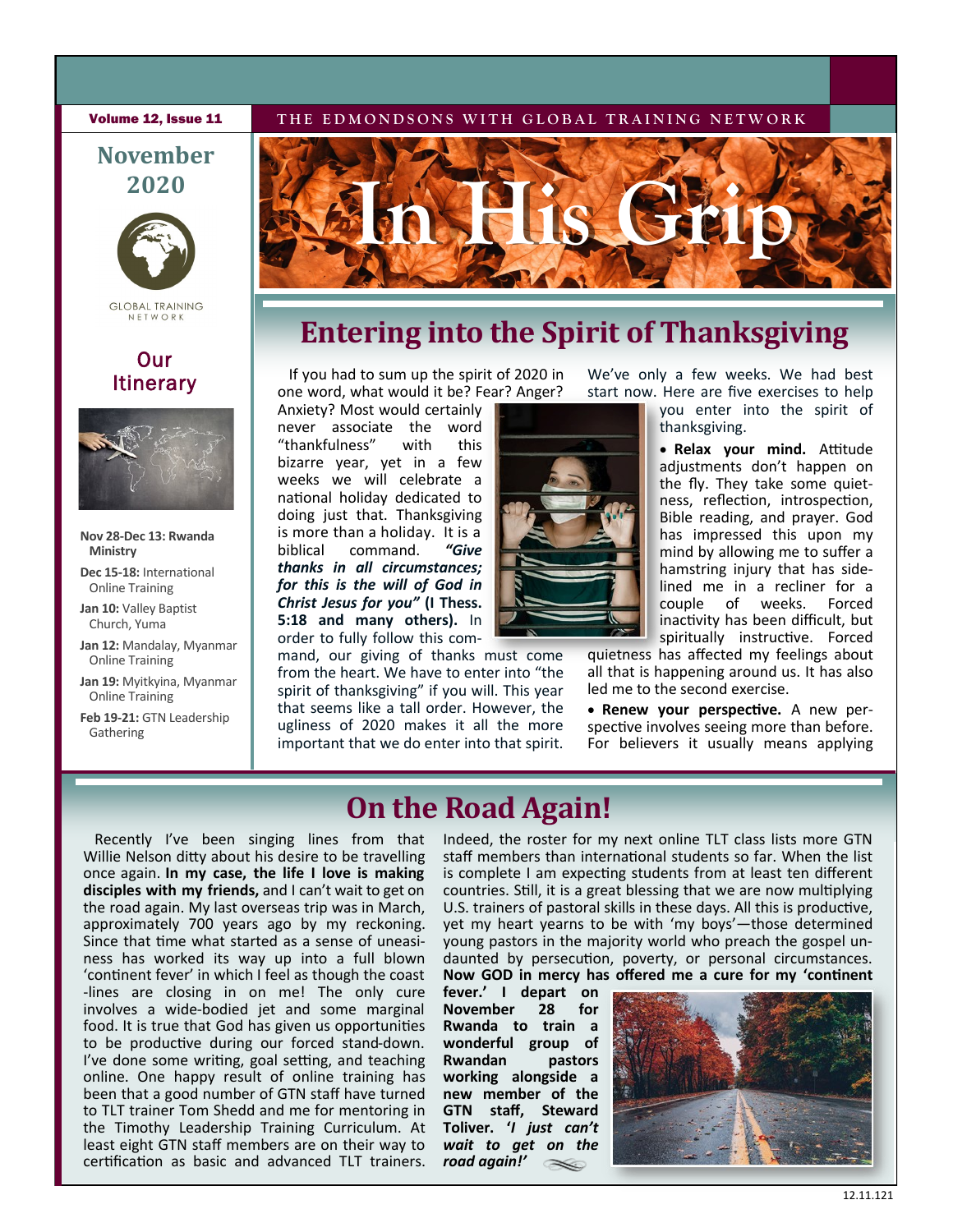Volume 12, Issue 11

THE EDMONDSONS WITH GLOBAL TRAINING NETWORK

November 2020

# In His Grip

GLOBAL TRAINING NETWORK

## Our Itinerary

- **Nov 28-Dec 13: Rwanda Ministry**
- **Dec 15-18:** International Online Training
- **Jan 10:** Valley Baptist Church, Yuma
- **Jan 12:** Mandalay, Myanmar Online Training
- **Jan 19:** Myitkyina, Myanmar Online Training
- **Feb 19-21:** GTN Leadership Gathering

## Entering into the Spirit of Thanksgiving

If you had to sum up the spirit of 2020 in one word, what would it be? Fear? Anger? Anxiety? Most would certainly never associate the word "thankfulness" with this bizarre year, yet in a few weeks we will celebrate a national holiday dedicated to doing just that. Thanksgiving is more than a holiday. It is a biblical command. ***"Give thanks in all circumstances; for this is the will of God in Christ Jesus for you"*** **(I Thess. 5:18 and many others).** In order to fully follow this command, our giving of thanks must come from the heart. We have to enter into "the spirit of thanksgiving" if you will. This year that seems like a tall order. However, the ugliness of 2020 makes it all the more important that we do enter into that spirit. We've only a few weeks. We had best start now. Here are five exercises to help you enter into the spirit of thanksgiving.

- **Relax your mind.** Attitude adjustments don't happen on the fly. They take some quietness, reflection, introspection, Bible reading, and prayer. God has impressed this upon my mind by allowing me to suffer a hamstring injury that has sidelined me in a recliner for a couple of weeks. Forced inactivity has been difficult, but spiritually instructive. Forced quietness has affected my feelings about all that is happening around us. It has also led me to the second exercise.
- **Renew your perspective.** A new perspective involves seeing more than before. For believers it usually means applying

## On the Road Again!

Recently I've been singing lines from that Willie Nelson ditty about his desire to be travelling once again. **In my case, the life I love is making disciples with my friends,** and I can't wait to get on the road again. My last overseas trip was in March, approximately 700 years ago by my reckoning. Since that time what started as a sense of uneasiness has worked its way up into a full blown 'continent fever' in which I feel as though the coast-lines are closing in on me! The only cure involves a wide-bodied jet and some marginal food. It is true that God has given us opportunities to be productive during our forced stand-down. I've done some writing, goal setting, and teaching online. One happy result of online training has been that a good number of GTN staff have turned to TLT trainer Tom Shedd and me for mentoring in the Timothy Leadership Training Curriculum. At least eight GTN staff members are on their way to certification as basic and advanced TLT trainers. Indeed, the roster for my next online TLT class lists more GTN staff members than international students so far. When the list is complete I am expecting students from at least ten different countries. Still, it is a great blessing that we are now multiplying U.S. trainers of pastoral skills in these days. All this is productive, yet my heart yearns to be with 'my boys'—those determined young pastors in the majority world who preach the gospel undaunted by persecution, poverty, or personal circumstances. **Now GOD in mercy has offered me a cure for my 'continent fever.' I depart on November 28 for Rwanda to train a wonderful group of Rwandan pastors working alongside a new member of the GTN staff, Steward Toliver. '*I just can't wait to get on the road again!'***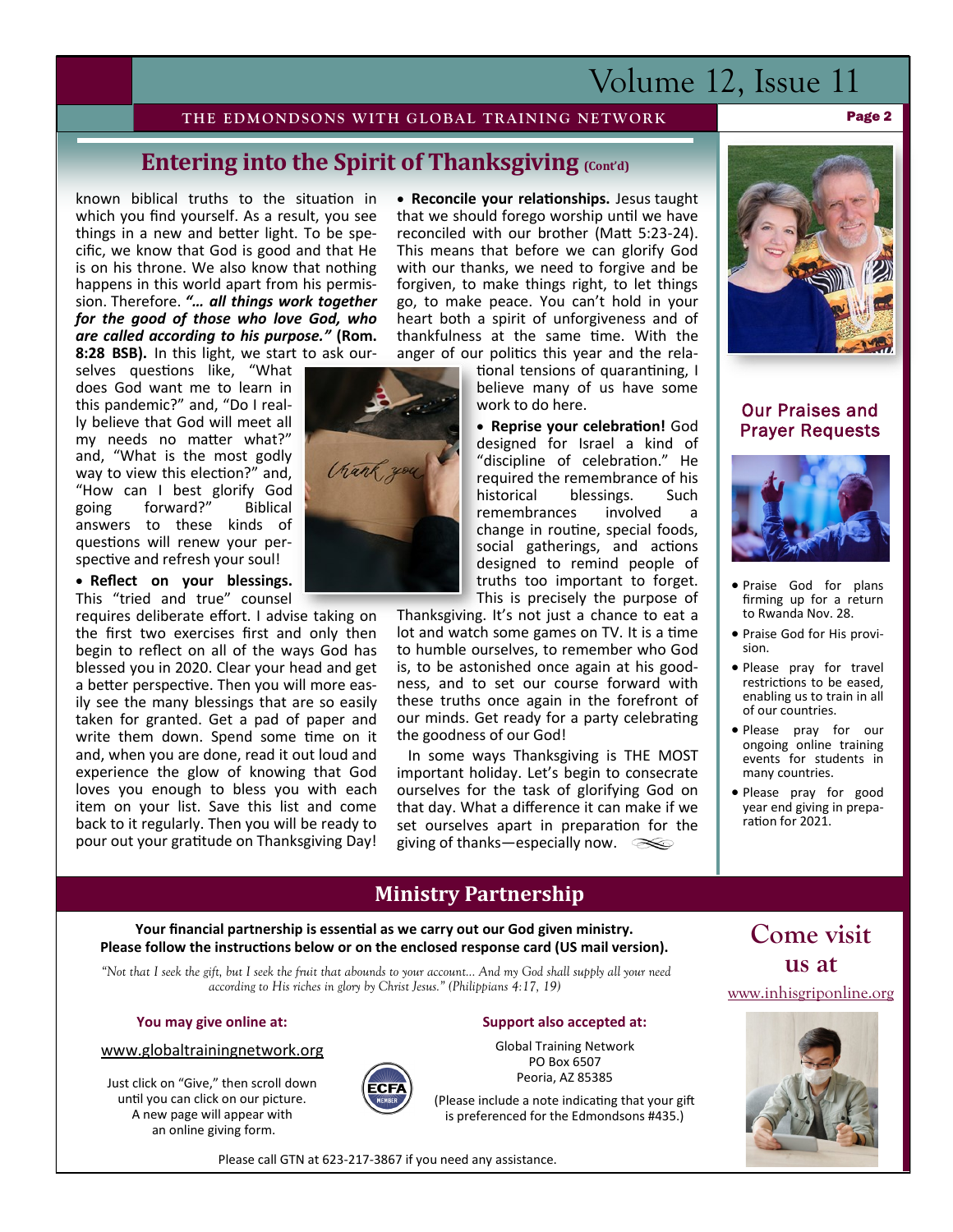## Entering into the Spirit of Thanksgiving (Cont'd)

known biblical truths to the situation in which you find yourself. As a result, you see things in a new and better light. To be specific, we know that God is good and that He is on his throne. We also know that nothing happens in this world apart from his permission. Therefore. ***"… all things work together for the good of those who love God, who are called according to his purpose."*** **(Rom. 8:28 BSB).** In this light, we start to ask ourselves questions like, "What does God want me to learn in this pandemic?" and, "Do I really believe that God will meet all my needs no matter what?" and, "What is the most godly way to view this election?" and, "How can I best glorify God going forward?" Biblical answers to these kinds of questions will renew your perspective and refresh your soul!

- **Reflect on your blessings.** This "tried and true" counsel requires deliberate effort. I advise taking on the first two exercises first and only then begin to reflect on all of the ways God has blessed you in 2020. Clear your head and get a better perspective. Then you will more easily see the many blessings that are so easily taken for granted. Get a pad of paper and write them down. Spend some time on it and, when you are done, read it out loud and experience the glow of knowing that God loves you enough to bless you with each item on your list. Save this list and come back to it regularly. Then you will be ready to pour out your gratitude on Thanksgiving Day!

- **Reconcile your relationships.** Jesus taught that we should forego worship until we have reconciled with our brother (Matt 5:23-24). This means that before we can glorify God with our thanks, we need to forgive and be forgiven, to make things right, to let things go, to make peace. You can't hold in your heart both a spirit of unforgiveness and of thankfulness at the same time. With the anger of our politics this year and the relational tensions of quarantining, I believe many of us have some work to do here.

- **Reprise your celebration!** God designed for Israel a kind of "discipline of celebration." He required the remembrance of his historical blessings. Such remembrances involved a change in routine, special foods, social gatherings, and actions designed to remind people of truths too important to forget. This is precisely the purpose of Thanksgiving. It's not just a chance to eat a lot and watch some games on TV. It is a time to humble ourselves, to remember who God is, to be astonished once again at his goodness, and to set our course forward with these truths once again in the forefront of our minds. Get ready for a party celebrating the goodness of our God!

In some ways Thanksgiving is THE MOST important holiday. Let's begin to consecrate ourselves for the task of glorifying God on that day. What a difference it can make if we set ourselves apart in preparation for the giving of thanks—especially now.

### Our Praises and Prayer Requests

- Praise God for plans firming up for a return to Rwanda Nov. 28.
- Praise God for His provision.
- Please pray for travel restrictions to be eased, enabling us to train in all of our countries.
- Please pray for our ongoing online training events for students in many countries.
- Please pray for good year end giving in preparation for 2021.

## Ministry Partnership

**Your financial partnership is essential as we carry out our God given ministry. Please follow the instructions below or on the enclosed response card (US mail version).**

*"Not that I seek the gift, but I seek the fruit that abounds to your account... And my God shall supply all your need according to His riches in glory by Christ Jesus." (Philippians 4:17, 19)*

**You may give online at:**

www.globaltrainingnetwork.org

Just click on "Give," then scroll down until you can click on our picture. A new page will appear with an online giving form.

ECFA MEMBER

**Support also accepted at:**

Global Training Network
PO Box 6507
Peoria, AZ 85385

(Please include a note indicating that your gift is preferenced for the Edmondsons #435.)

Please call GTN at 623-217-3867 if you need any assistance.

### Come visit us at

www.inhisgriponline.org